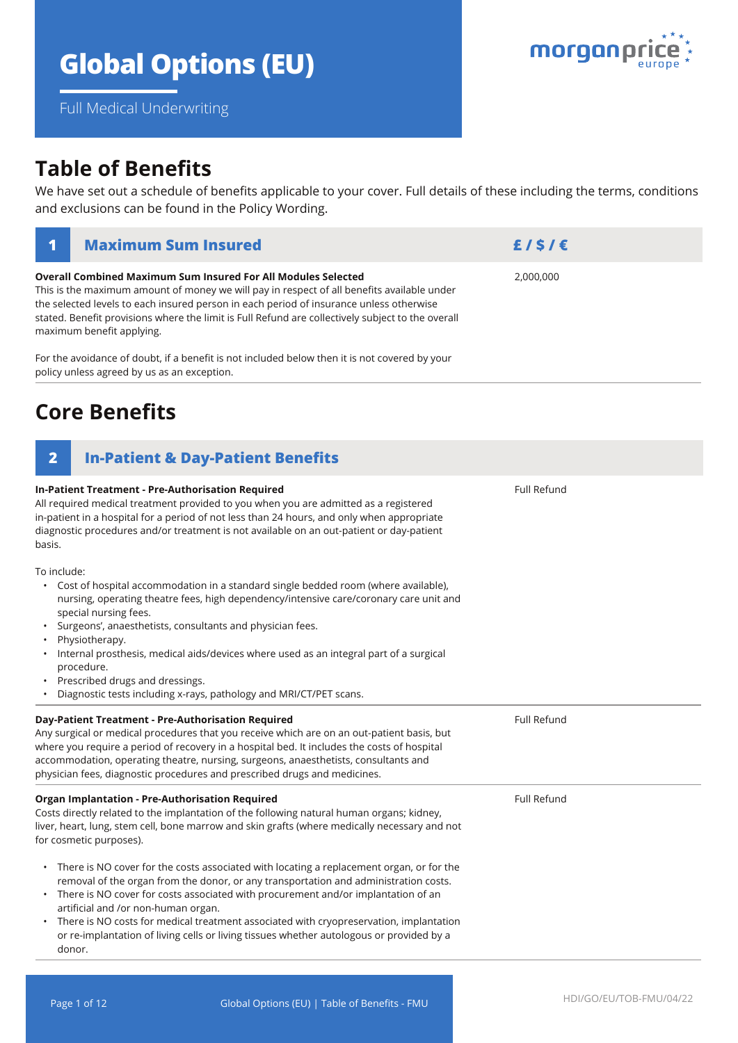# Global Options (EU)

Full Medical Underwriting

## Table of Benefits

We have set out a schedule of benefits applicable to your cover. Full details of these including the terms, conditions and exclusions can be found in the Policy Wording.

| 1 Maximum Sum Insured | £ / $ / € |
|---|---|
| **Overall Combined Maximum Sum Insured For All Modules Selected**<br>This is the maximum amount of money we will pay in respect of all benefits available under the selected levels to each insured person in each period of insurance unless otherwise stated. Benefit provisions where the limit is Full Refund are collectively subject to the overall maximum benefit applying.<br><br>For the avoidance of doubt, if a benefit is not included below then it is not covered by your policy unless agreed by us as an exception. | 2,000,000 |

## Core Benefits

| 2 In-Patient & Day-Patient Benefits | |
|---|---|
| **In-Patient Treatment - Pre-Authorisation Required**<br>All required medical treatment provided to you when you are admitted as a registered in-patient in a hospital for a period of not less than 24 hours, and only when appropriate diagnostic procedures and/or treatment is not available on an out-patient or day-patient basis.<br><br>To include:<br>• Cost of hospital accommodation in a standard single bedded room (where available), nursing, operating theatre fees, high dependency/intensive care/coronary care unit and special nursing fees.<br>• Surgeons', anaesthetists, consultants and physician fees.<br>• Physiotherapy.<br>• Internal prosthesis, medical aids/devices where used as an integral part of a surgical procedure.<br>• Prescribed drugs and dressings.<br>• Diagnostic tests including x-rays, pathology and MRI/CT/PET scans. | Full Refund |
| **Day-Patient Treatment - Pre-Authorisation Required**<br>Any surgical or medical procedures that you receive which are on an out-patient basis, but where you require a period of recovery in a hospital bed. It includes the costs of hospital accommodation, operating theatre, nursing, surgeons, anaesthetists, consultants and physician fees, diagnostic procedures and prescribed drugs and medicines. | Full Refund |
| **Organ Implantation - Pre-Authorisation Required**<br>Costs directly related to the implantation of the following natural human organs; kidney, liver, heart, lung, stem cell, bone marrow and skin grafts (where medically necessary and not for cosmetic purposes).<br><br>• There is NO cover for the costs associated with locating a replacement organ, or for the removal of the organ from the donor, or any transportation and administration costs.<br>• There is NO cover for costs associated with procurement and/or implantation of an artificial and /or non-human organ.<br>• There is NO costs for medical treatment associated with cryopreservation, implantation or re-implantation of living cells or living tissues whether autologous or provided by a donor. | Full Refund |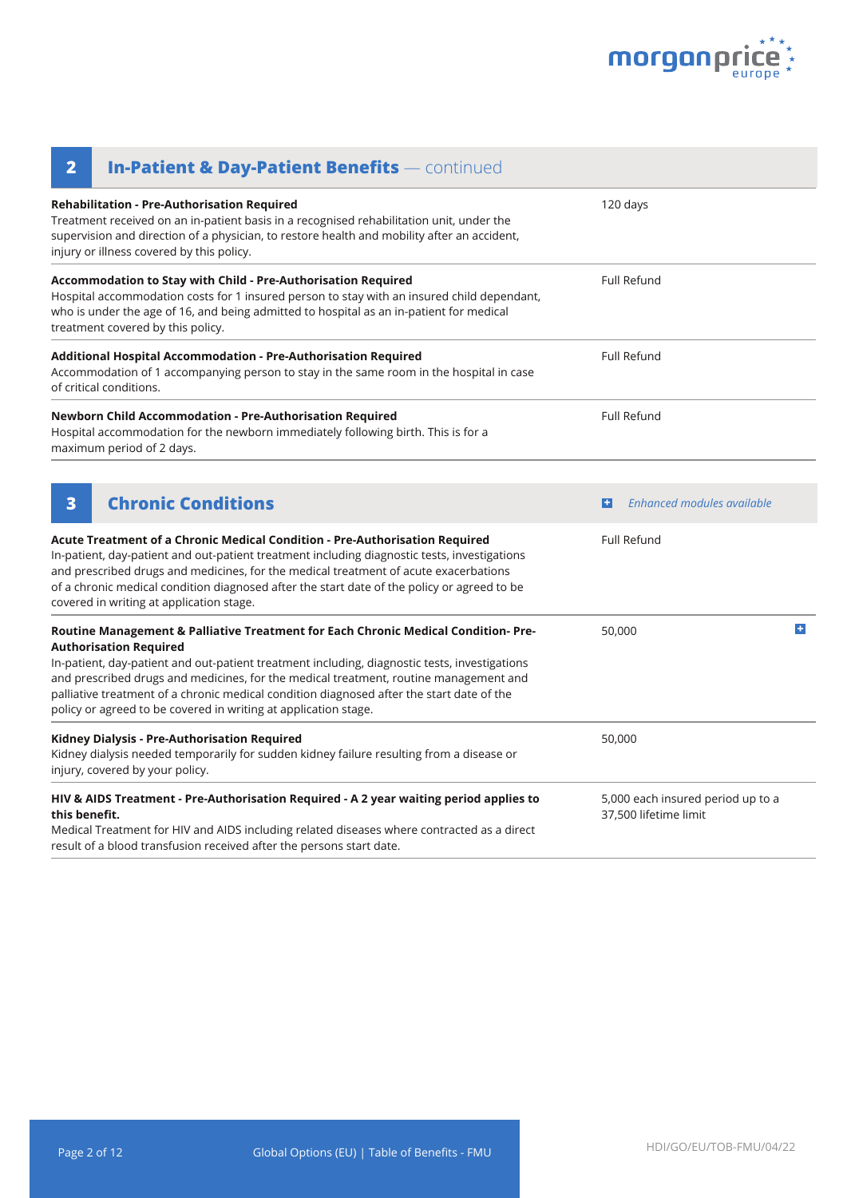## 2 In-Patient & Day-Patient Benefits — continued

| Benefit | Limit |
|---|---|
| **Rehabilitation - Pre-Authorisation Required**<br>Treatment received on an in-patient basis in a recognised rehabilitation unit, under the supervision and direction of a physician, to restore health and mobility after an accident, injury or illness covered by this policy. | 120 days |
| **Accommodation to Stay with Child - Pre-Authorisation Required**<br>Hospital accommodation costs for 1 insured person to stay with an insured child dependant, who is under the age of 16, and being admitted to hospital as an in-patient for medical treatment covered by this policy. | Full Refund |
| **Additional Hospital Accommodation - Pre-Authorisation Required**<br>Accommodation of 1 accompanying person to stay in the same room in the hospital in case of critical conditions. | Full Refund |
| **Newborn Child Accommodation - Pre-Authorisation Required**<br>Hospital accommodation for the newborn immediately following birth. This is for a maximum period of 2 days. | Full Refund |

## 3 Chronic Conditions

*Enhanced modules available*

| Benefit | Limit |
|---|---|
| **Acute Treatment of a Chronic Medical Condition - Pre-Authorisation Required**<br>In-patient, day-patient and out-patient treatment including diagnostic tests, investigations and prescribed drugs and medicines, for the medical treatment of acute exacerbations of a chronic medical condition diagnosed after the start date of the policy or agreed to be covered in writing at application stage. | Full Refund |
| **Routine Management & Palliative Treatment for Each Chronic Medical Condition- Pre-Authorisation Required**<br>In-patient, day-patient and out-patient treatment including, diagnostic tests, investigations and prescribed drugs and medicines, for the medical treatment, routine management and palliative treatment of a chronic medical condition diagnosed after the start date of the policy or agreed to be covered in writing at application stage. | 50,000 (Enhanced module available) |
| **Kidney Dialysis - Pre-Authorisation Required**<br>Kidney dialysis needed temporarily for sudden kidney failure resulting from a disease or injury, covered by your policy. | 50,000 |
| **HIV & AIDS Treatment - Pre-Authorisation Required - A 2 year waiting period applies to this benefit.**<br>Medical Treatment for HIV and AIDS including related diseases where contracted as a direct result of a blood transfusion received after the persons start date. | 5,000 each insured period up to a 37,500 lifetime limit |

HDI/GO/EU/TOB-FMU/04/22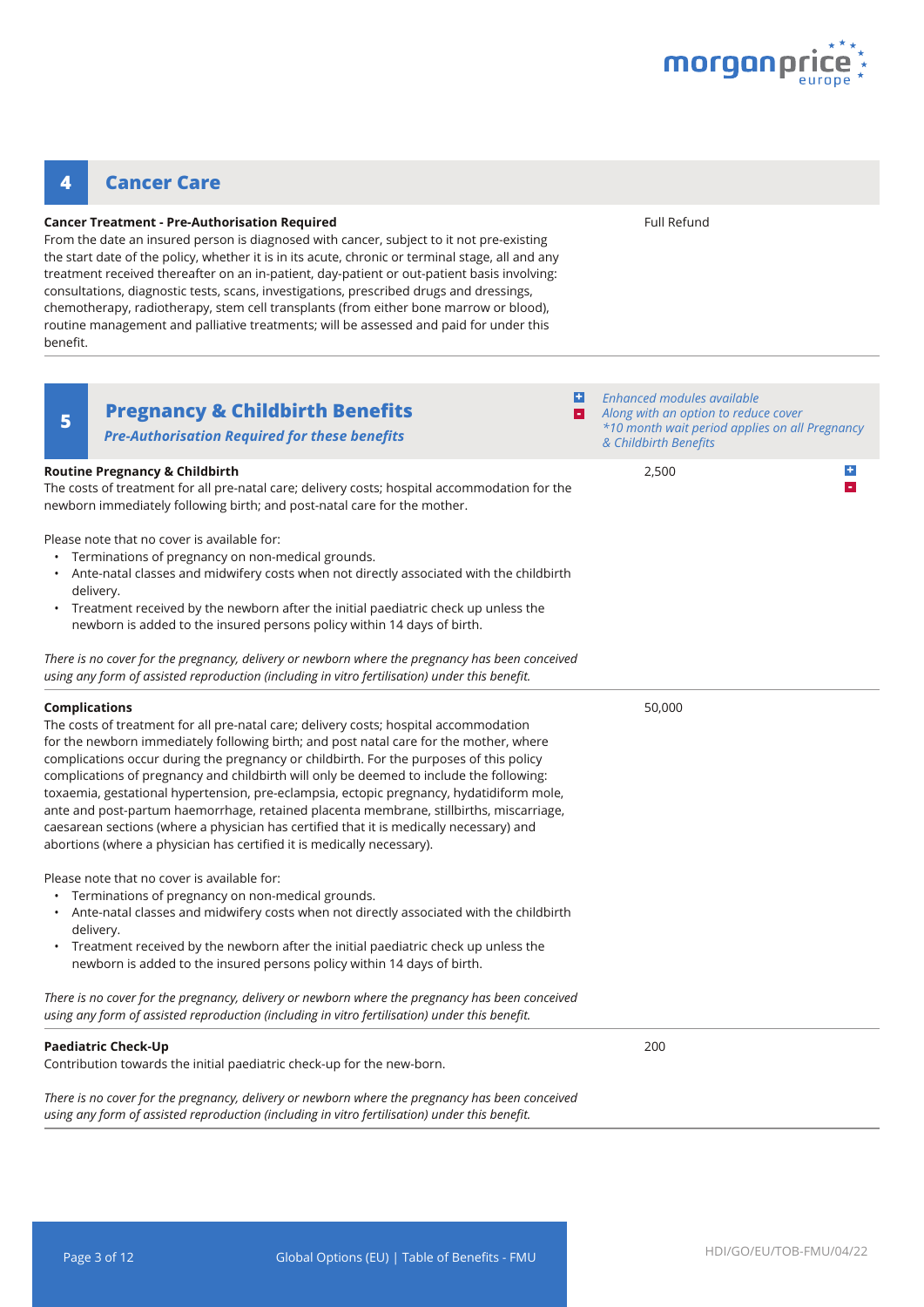## 4 Cancer Care

**Cancer Treatment - Pre-Authorisation Required**

From the date an insured person is diagnosed with cancer, subject to it not pre-existing the start date of the policy, whether it is in its acute, chronic or terminal stage, all and any treatment received thereafter on an in-patient, day-patient or out-patient basis involving: consultations, diagnostic tests, scans, investigations, prescribed drugs and dressings, chemotherapy, radiotherapy, stem cell transplants (from either bone marrow or blood), routine management and palliative treatments; will be assessed and paid for under this benefit.

Full Refund

## 5 Pregnancy & Childbirth Benefits

***Pre-Authorisation Required for these benefits***

*Enhanced modules available*
*Along with an option to reduce cover*
*\*10 month wait period applies on all Pregnancy & Childbirth Benefits*

**Routine Pregnancy & Childbirth**

2,500

The costs of treatment for all pre-natal care; delivery costs; hospital accommodation for the newborn immediately following birth; and post-natal care for the mother.

Please note that no cover is available for:

- Terminations of pregnancy on non-medical grounds.
- Ante-natal classes and midwifery costs when not directly associated with the childbirth delivery.
- Treatment received by the newborn after the initial paediatric check up unless the newborn is added to the insured persons policy within 14 days of birth.

*There is no cover for the pregnancy, delivery or newborn where the pregnancy has been conceived using any form of assisted reproduction (including in vitro fertilisation) under this benefit.*

**Complications**

50,000

The costs of treatment for all pre-natal care; delivery costs; hospital accommodation for the newborn immediately following birth; and post natal care for the mother, where complications occur during the pregnancy or childbirth. For the purposes of this policy complications of pregnancy and childbirth will only be deemed to include the following: toxaemia, gestational hypertension, pre-eclampsia, ectopic pregnancy, hydatidiform mole, ante and post-partum haemorrhage, retained placenta membrane, stillbirths, miscarriage, caesarean sections (where a physician has certified that it is medically necessary) and abortions (where a physician has certified it is medically necessary).

Please note that no cover is available for:

- Terminations of pregnancy on non-medical grounds.
- Ante-natal classes and midwifery costs when not directly associated with the childbirth delivery.
- Treatment received by the newborn after the initial paediatric check up unless the newborn is added to the insured persons policy within 14 days of birth.

*There is no cover for the pregnancy, delivery or newborn where the pregnancy has been conceived using any form of assisted reproduction (including in vitro fertilisation) under this benefit.*

**Paediatric Check-Up**

200

Contribution towards the initial paediatric check-up for the new-born.

*There is no cover for the pregnancy, delivery or newborn where the pregnancy has been conceived using any form of assisted reproduction (including in vitro fertilisation) under this benefit.*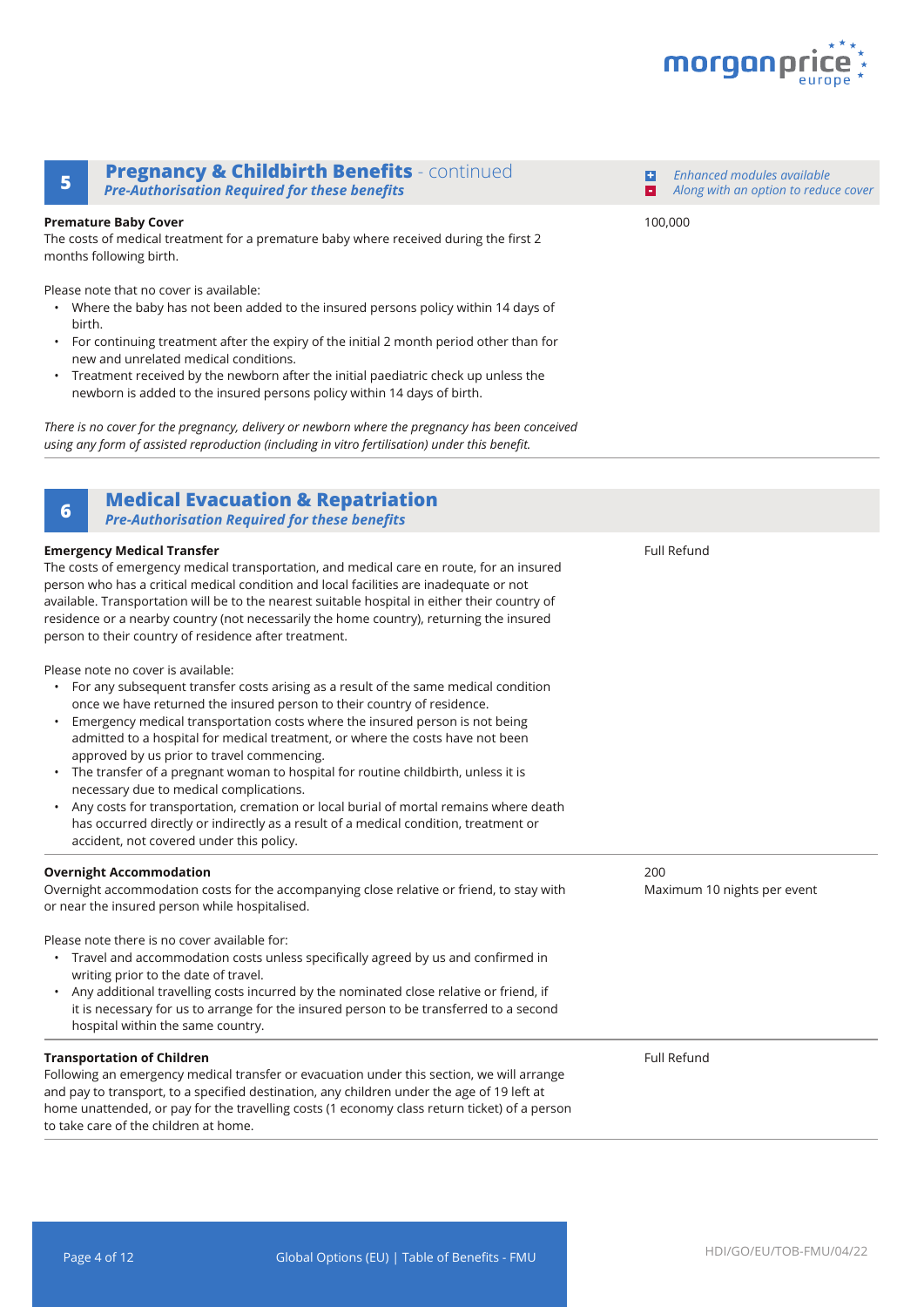## 5 Pregnancy & Childbirth Benefits - continued

***Pre-Authorisation Required for these benefits***

*Enhanced modules available*
*Along with an option to reduce cover*

**Premature Baby Cover** — 100,000

The costs of medical treatment for a premature baby where received during the first 2 months following birth.

Please note that no cover is available:

- Where the baby has not been added to the insured persons policy within 14 days of birth.
- For continuing treatment after the expiry of the initial 2 month period other than for new and unrelated medical conditions.
- Treatment received by the newborn after the initial paediatric check up unless the newborn is added to the insured persons policy within 14 days of birth.

*There is no cover for the pregnancy, delivery or newborn where the pregnancy has been conceived using any form of assisted reproduction (including in vitro fertilisation) under this benefit.*

## 6 Medical Evacuation & Repatriation

***Pre-Authorisation Required for these benefits***

**Emergency Medical Transfer** — Full Refund

The costs of emergency medical transportation, and medical care en route, for an insured person who has a critical medical condition and local facilities are inadequate or not available. Transportation will be to the nearest suitable hospital in either their country of residence or a nearby country (not necessarily the home country), returning the insured person to their country of residence after treatment.

Please note no cover is available:

- For any subsequent transfer costs arising as a result of the same medical condition once we have returned the insured person to their country of residence.
- Emergency medical transportation costs where the insured person is not being admitted to a hospital for medical treatment, or where the costs have not been approved by us prior to travel commencing.
- The transfer of a pregnant woman to hospital for routine childbirth, unless it is necessary due to medical complications.
- Any costs for transportation, cremation or local burial of mortal remains where death has occurred directly or indirectly as a result of a medical condition, treatment or accident, not covered under this policy.

**Overnight Accommodation** — 200, Maximum 10 nights per event

Overnight accommodation costs for the accompanying close relative or friend, to stay with or near the insured person while hospitalised.

Please note there is no cover available for:

- Travel and accommodation costs unless specifically agreed by us and confirmed in writing prior to the date of travel.
- Any additional travelling costs incurred by the nominated close relative or friend, if it is necessary for us to arrange for the insured person to be transferred to a second hospital within the same country.

**Transportation of Children** — Full Refund

Following an emergency medical transfer or evacuation under this section, we will arrange and pay to transport, to a specified destination, any children under the age of 19 left at home unattended, or pay for the travelling costs (1 economy class return ticket) of a person to take care of the children at home.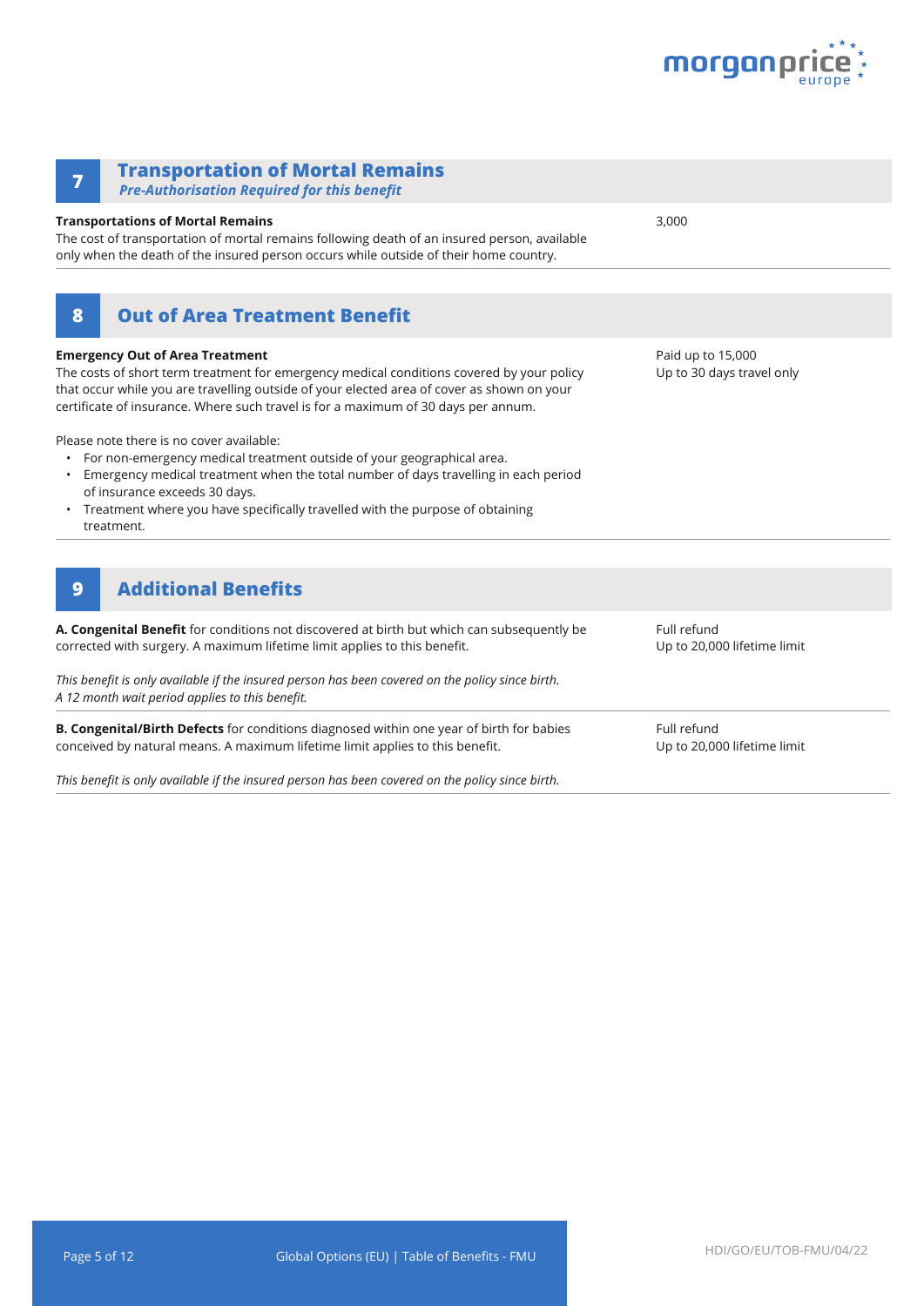## 7 Transportation of Mortal Remains

***Pre-Authorisation Required for this benefit***

| | |
|---|---|
| **Transportations of Mortal Remains**<br>The cost of transportation of mortal remains following death of an insured person, available only when the death of the insured person occurs while outside of their home country. | 3,000 |

## 8 Out of Area Treatment Benefit

| | |
|---|---|
| **Emergency Out of Area Treatment**<br>The costs of short term treatment for emergency medical conditions covered by your policy that occur while you are travelling outside of your elected area of cover as shown on your certificate of insurance. Where such travel is for a maximum of 30 days per annum.<br><br>Please note there is no cover available:<br>• For non-emergency medical treatment outside of your geographical area.<br>• Emergency medical treatment when the total number of days travelling in each period of insurance exceeds 30 days.<br>• Treatment where you have specifically travelled with the purpose of obtaining treatment. | Paid up to 15,000<br>Up to 30 days travel only |

## 9 Additional Benefits

| | |
|---|---|
| **A. Congenital Benefit** for conditions not discovered at birth but which can subsequently be corrected with surgery. A maximum lifetime limit applies to this benefit.<br><br>*This benefit is only available if the insured person has been covered on the policy since birth. A 12 month wait period applies to this benefit.* | Full refund<br>Up to 20,000 lifetime limit |
| **B. Congenital/Birth Defects** for conditions diagnosed within one year of birth for babies conceived by natural means. A maximum lifetime limit applies to this benefit.<br><br>*This benefit is only available if the insured person has been covered on the policy since birth.* | Full refund<br>Up to 20,000 lifetime limit |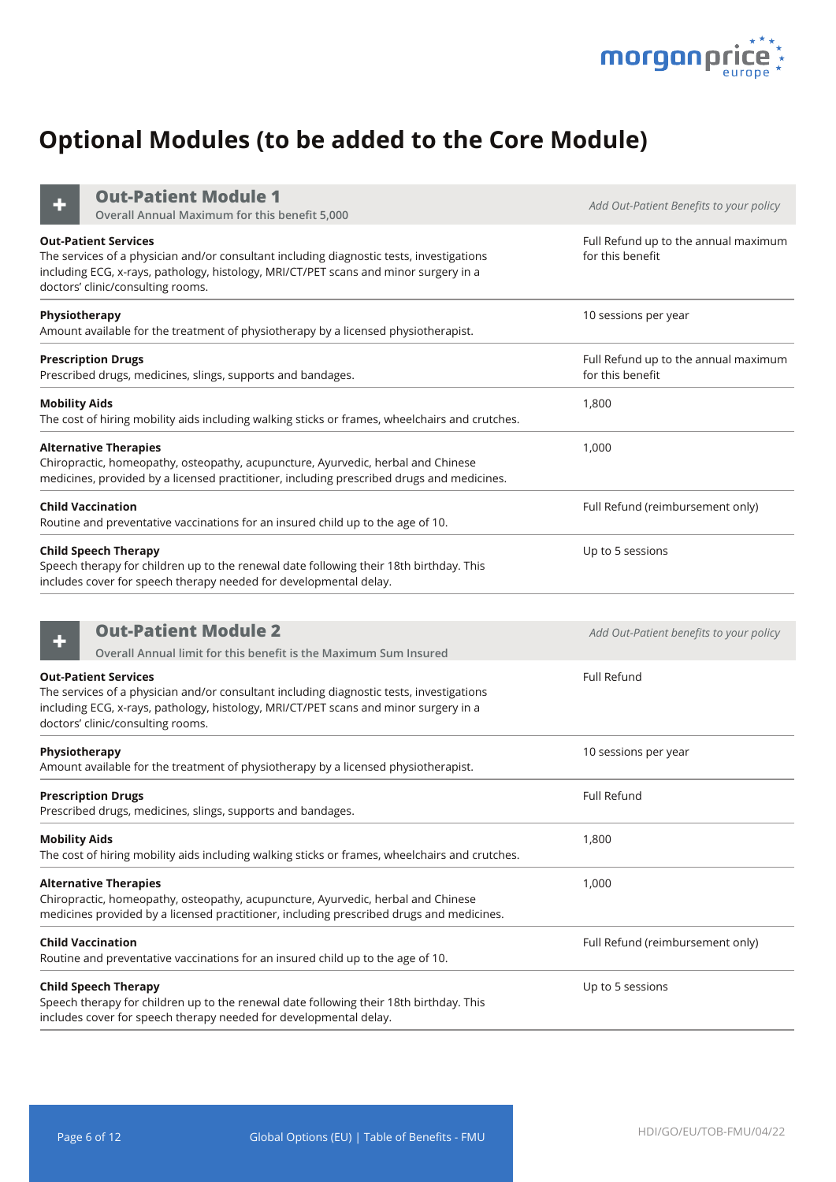# Optional Modules (to be added to the Core Module)

## Out-Patient Module 1

Overall Annual Maximum for this benefit 5,000

| Benefit | *Add Out-Patient Benefits to your policy* |
|---|---|
| **Out-Patient Services**<br>The services of a physician and/or consultant including diagnostic tests, investigations including ECG, x-rays, pathology, histology, MRI/CT/PET scans and minor surgery in a doctors' clinic/consulting rooms. | Full Refund up to the annual maximum for this benefit |
| **Physiotherapy**<br>Amount available for the treatment of physiotherapy by a licensed physiotherapist. | 10 sessions per year |
| **Prescription Drugs**<br>Prescribed drugs, medicines, slings, supports and bandages. | Full Refund up to the annual maximum for this benefit |
| **Mobility Aids**<br>The cost of hiring mobility aids including walking sticks or frames, wheelchairs and crutches. | 1,800 |
| **Alternative Therapies**<br>Chiropractic, homeopathy, osteopathy, acupuncture, Ayurvedic, herbal and Chinese medicines, provided by a licensed practitioner, including prescribed drugs and medicines. | 1,000 |
| **Child Vaccination**<br>Routine and preventative vaccinations for an insured child up to the age of 10. | Full Refund (reimbursement only) |
| **Child Speech Therapy**<br>Speech therapy for children up to the renewal date following their 18th birthday. This includes cover for speech therapy needed for developmental delay. | Up to 5 sessions |

## Out-Patient Module 2

Overall Annual limit for this benefit is the Maximum Sum Insured

| Benefit | *Add Out-Patient benefits to your policy* |
|---|---|
| **Out-Patient Services**<br>The services of a physician and/or consultant including diagnostic tests, investigations including ECG, x-rays, pathology, histology, MRI/CT/PET scans and minor surgery in a doctors' clinic/consulting rooms. | Full Refund |
| **Physiotherapy**<br>Amount available for the treatment of physiotherapy by a licensed physiotherapist. | 10 sessions per year |
| **Prescription Drugs**<br>Prescribed drugs, medicines, slings, supports and bandages. | Full Refund |
| **Mobility Aids**<br>The cost of hiring mobility aids including walking sticks or frames, wheelchairs and crutches. | 1,800 |
| **Alternative Therapies**<br>Chiropractic, homeopathy, osteopathy, acupuncture, Ayurvedic, herbal and Chinese medicines provided by a licensed practitioner, including prescribed drugs and medicines. | 1,000 |
| **Child Vaccination**<br>Routine and preventative vaccinations for an insured child up to the age of 10. | Full Refund (reimbursement only) |
| **Child Speech Therapy**<br>Speech therapy for children up to the renewal date following their 18th birthday. This includes cover for speech therapy needed for developmental delay. | Up to 5 sessions |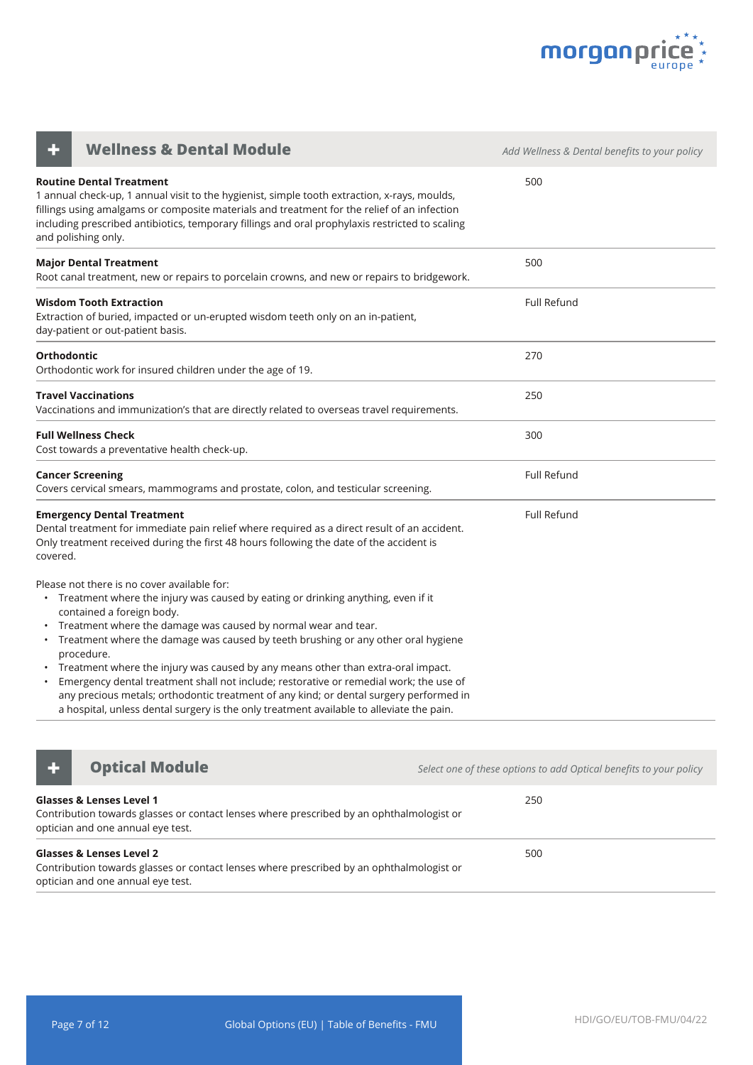## Wellness & Dental Module

*Add Wellness & Dental benefits to your policy*

| Benefit | |
|---|---|
| **Routine Dental Treatment**<br>1 annual check-up, 1 annual visit to the hygienist, simple tooth extraction, x-rays, moulds, fillings using amalgams or composite materials and treatment for the relief of an infection including prescribed antibiotics, temporary fillings and oral prophylaxis restricted to scaling and polishing only. | 500 |
| **Major Dental Treatment**<br>Root canal treatment, new or repairs to porcelain crowns, and new or repairs to bridgework. | 500 |
| **Wisdom Tooth Extraction**<br>Extraction of buried, impacted or un-erupted wisdom teeth only on an in-patient, day-patient or out-patient basis. | Full Refund |
| **Orthodontic**<br>Orthodontic work for insured children under the age of 19. | 270 |
| **Travel Vaccinations**<br>Vaccinations and immunization's that are directly related to overseas travel requirements. | 250 |
| **Full Wellness Check**<br>Cost towards a preventative health check-up. | 300 |
| **Cancer Screening**<br>Covers cervical smears, mammograms and prostate, colon, and testicular screening. | Full Refund |
| **Emergency Dental Treatment**<br>Dental treatment for immediate pain relief where required as a direct result of an accident. Only treatment received during the first 48 hours following the date of the accident is covered.<br><br>Please not there is no cover available for:<br>• Treatment where the injury was caused by eating or drinking anything, even if it contained a foreign body.<br>• Treatment where the damage was caused by normal wear and tear.<br>• Treatment where the damage was caused by teeth brushing or any other oral hygiene procedure.<br>• Treatment where the injury was caused by any means other than extra-oral impact.<br>• Emergency dental treatment shall not include; restorative or remedial work; the use of any precious metals; orthodontic treatment of any kind; or dental surgery performed in a hospital, unless dental surgery is the only treatment available to alleviate the pain. | Full Refund |

## Optical Module

*Select one of these options to add Optical benefits to your policy*

| Benefit | |
|---|---|
| **Glasses & Lenses Level 1**<br>Contribution towards glasses or contact lenses where prescribed by an ophthalmologist or optician and one annual eye test. | 250 |
| **Glasses & Lenses Level 2**<br>Contribution towards glasses or contact lenses where prescribed by an ophthalmologist or optician and one annual eye test. | 500 |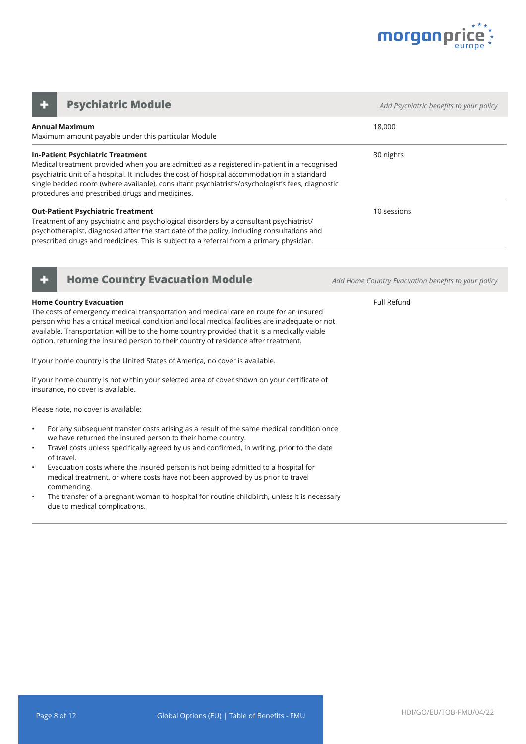## + Psychiatric Module

*Add Psychiatric benefits to your policy*

| Benefit | |
|---|---|
| **Annual Maximum**<br>Maximum amount payable under this particular Module | 18,000 |
| **In-Patient Psychiatric Treatment**<br>Medical treatment provided when you are admitted as a registered in-patient in a recognised psychiatric unit of a hospital. It includes the cost of hospital accommodation in a standard single bedded room (where available), consultant psychiatrist's/psychologist's fees, diagnostic procedures and prescribed drugs and medicines. | 30 nights |
| **Out-Patient Psychiatric Treatment**<br>Treatment of any psychiatric and psychological disorders by a consultant psychiatrist/ psychotherapist, diagnosed after the start date of the policy, including consultations and prescribed drugs and medicines. This is subject to a referral from a primary physician. | 10 sessions |

## + Home Country Evacuation Module

*Add Home Country Evacuation benefits to your policy*

**Home Country Evacuation** — Full Refund

The costs of emergency medical transportation and medical care en route for an insured person who has a critical medical condition and local medical facilities are inadequate or not available. Transportation will be to the home country provided that it is a medically viable option, returning the insured person to their country of residence after treatment.

If your home country is the United States of America, no cover is available.

If your home country is not within your selected area of cover shown on your certificate of insurance, no cover is available.

Please note, no cover is available:

- For any subsequent transfer costs arising as a result of the same medical condition once we have returned the insured person to their home country.
- Travel costs unless specifically agreed by us and confirmed, in writing, prior to the date of travel.
- Evacuation costs where the insured person is not being admitted to a hospital for medical treatment, or where costs have not been approved by us prior to travel commencing.
- The transfer of a pregnant woman to hospital for routine childbirth, unless it is necessary due to medical complications.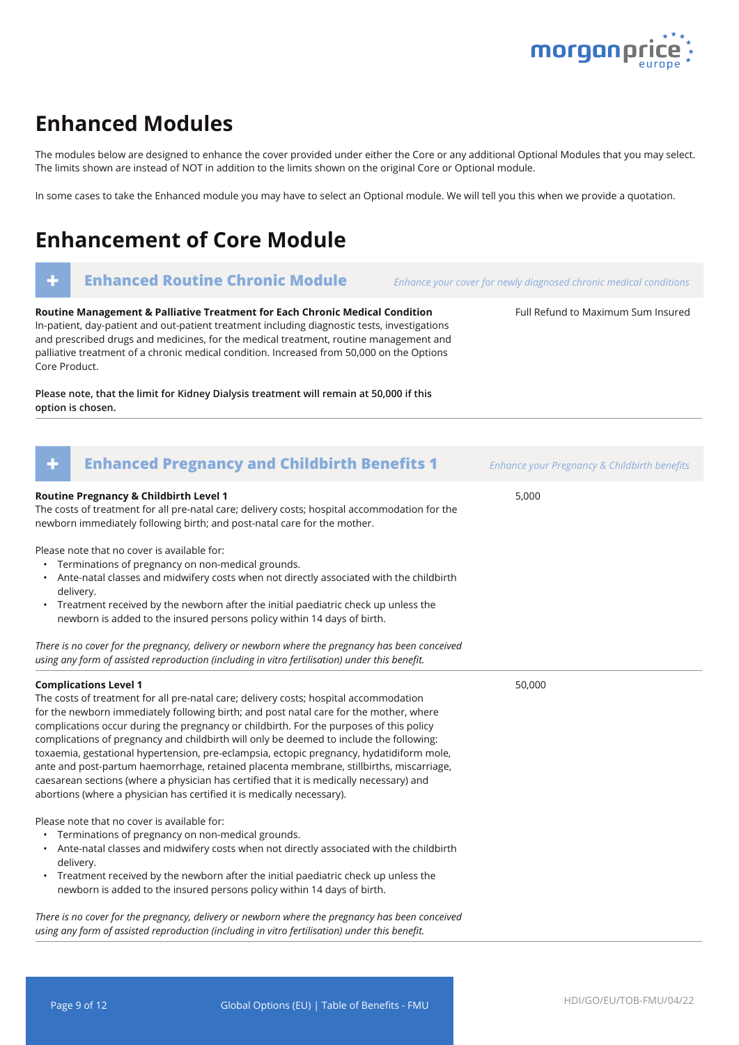# Enhanced Modules

The modules below are designed to enhance the cover provided under either the Core or any additional Optional Modules that you may select. The limits shown are instead of NOT in addition to the limits shown on the original Core or Optional module.

In some cases to take the Enhanced module you may have to select an Optional module. We will tell you this when we provide a quotation.

# Enhancement of Core Module

## + Enhanced Routine Chronic Module

*Enhance your cover for newly diagnosed chronic medical conditions*

| Benefit | Limit |
|---|---|
| **Routine Management & Palliative Treatment for Each Chronic Medical Condition**<br>In-patient, day-patient and out-patient treatment including diagnostic tests, investigations and prescribed drugs and medicines, for the medical treatment, routine management and palliative treatment of a chronic medical condition. Increased from 50,000 on the Options Core Product.<br><br>**Please note, that the limit for Kidney Dialysis treatment will remain at 50,000 if this option is chosen.** | Full Refund to Maximum Sum Insured |

## + Enhanced Pregnancy and Childbirth Benefits 1

*Enhance your Pregnancy & Childbirth benefits*

| Benefit | Limit |
|---|---|
| **Routine Pregnancy & Childbirth Level 1**<br>The costs of treatment for all pre-natal care; delivery costs; hospital accommodation for the newborn immediately following birth; and post-natal care for the mother.<br><br>Please note that no cover is available for:<br>• Terminations of pregnancy on non-medical grounds.<br>• Ante-natal classes and midwifery costs when not directly associated with the childbirth delivery.<br>• Treatment received by the newborn after the initial paediatric check up unless the newborn is added to the insured persons policy within 14 days of birth.<br><br>*There is no cover for the pregnancy, delivery or newborn where the pregnancy has been conceived using any form of assisted reproduction (including in vitro fertilisation) under this benefit.* | 5,000 |
| **Complications Level 1**<br>The costs of treatment for all pre-natal care; delivery costs; hospital accommodation for the newborn immediately following birth; and post natal care for the mother, where complications occur during the pregnancy or childbirth. For the purposes of this policy complications of pregnancy and childbirth will only be deemed to include the following: toxaemia, gestational hypertension, pre-eclampsia, ectopic pregnancy, hydatidiform mole, ante and post-partum haemorrhage, retained placenta membrane, stillbirths, miscarriage, caesarean sections (where a physician has certified that it is medically necessary) and abortions (where a physician has certified it is medically necessary).<br><br>Please note that no cover is available for:<br>• Terminations of pregnancy on non-medical grounds.<br>• Ante-natal classes and midwifery costs when not directly associated with the childbirth delivery.<br>• Treatment received by the newborn after the initial paediatric check up unless the newborn is added to the insured persons policy within 14 days of birth.<br><br>*There is no cover for the pregnancy, delivery or newborn where the pregnancy has been conceived using any form of assisted reproduction (including in vitro fertilisation) under this benefit.* | 50,000 |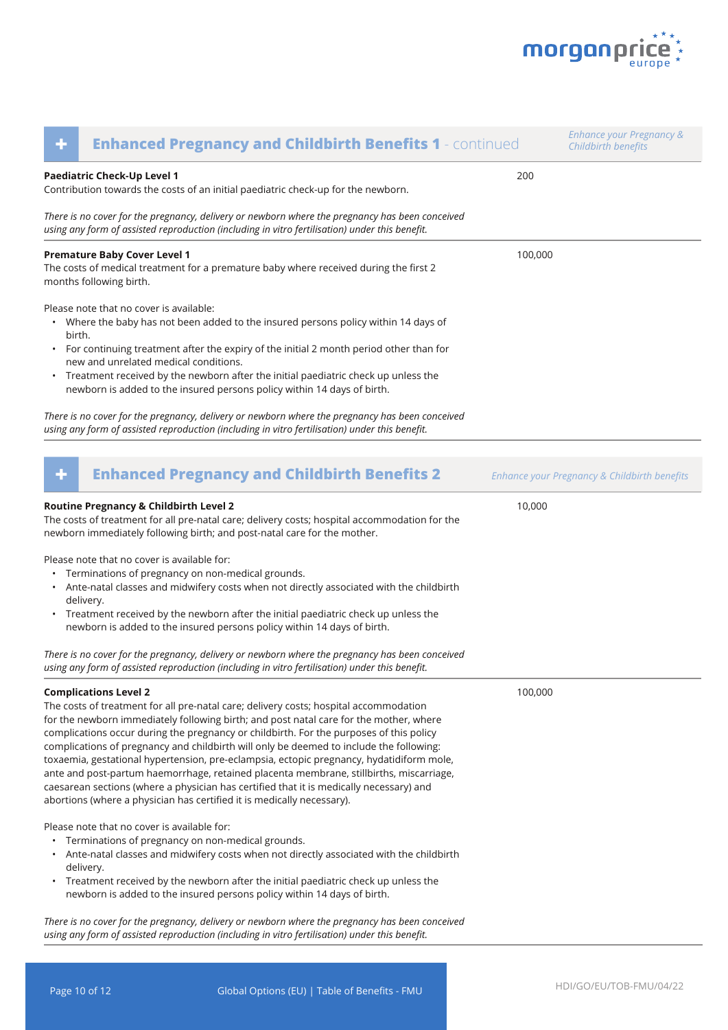## Enhanced Pregnancy and Childbirth Benefits 1 - continued

*Enhance your Pregnancy & Childbirth benefits*

**Paediatric Check-Up Level 1** — 200

Contribution towards the costs of an initial paediatric check-up for the newborn.

*There is no cover for the pregnancy, delivery or newborn where the pregnancy has been conceived using any form of assisted reproduction (including in vitro fertilisation) under this benefit.*

**Premature Baby Cover Level 1** — 100,000

The costs of medical treatment for a premature baby where received during the first 2 months following birth.

Please note that no cover is available:

- Where the baby has not been added to the insured persons policy within 14 days of birth.
- For continuing treatment after the expiry of the initial 2 month period other than for new and unrelated medical conditions.
- Treatment received by the newborn after the initial paediatric check up unless the newborn is added to the insured persons policy within 14 days of birth.

*There is no cover for the pregnancy, delivery or newborn where the pregnancy has been conceived using any form of assisted reproduction (including in vitro fertilisation) under this benefit.*

## Enhanced Pregnancy and Childbirth Benefits 2

*Enhance your Pregnancy & Childbirth benefits*

**Routine Pregnancy & Childbirth Level 2** — 10,000

The costs of treatment for all pre-natal care; delivery costs; hospital accommodation for the newborn immediately following birth; and post-natal care for the mother.

Please note that no cover is available for:

- Terminations of pregnancy on non-medical grounds.
- Ante-natal classes and midwifery costs when not directly associated with the childbirth delivery.
- Treatment received by the newborn after the initial paediatric check up unless the newborn is added to the insured persons policy within 14 days of birth.

*There is no cover for the pregnancy, delivery or newborn where the pregnancy has been conceived using any form of assisted reproduction (including in vitro fertilisation) under this benefit.*

**Complications Level 2** — 100,000

The costs of treatment for all pre-natal care; delivery costs; hospital accommodation for the newborn immediately following birth; and post natal care for the mother, where complications occur during the pregnancy or childbirth. For the purposes of this policy complications of pregnancy and childbirth will only be deemed to include the following: toxaemia, gestational hypertension, pre-eclampsia, ectopic pregnancy, hydatidiform mole, ante and post-partum haemorrhage, retained placenta membrane, stillbirths, miscarriage, caesarean sections (where a physician has certified that it is medically necessary) and abortions (where a physician has certified it is medically necessary).

Please note that no cover is available for:

- Terminations of pregnancy on non-medical grounds.
- Ante-natal classes and midwifery costs when not directly associated with the childbirth delivery.
- Treatment received by the newborn after the initial paediatric check up unless the newborn is added to the insured persons policy within 14 days of birth.

*There is no cover for the pregnancy, delivery or newborn where the pregnancy has been conceived using any form of assisted reproduction (including in vitro fertilisation) under this benefit.*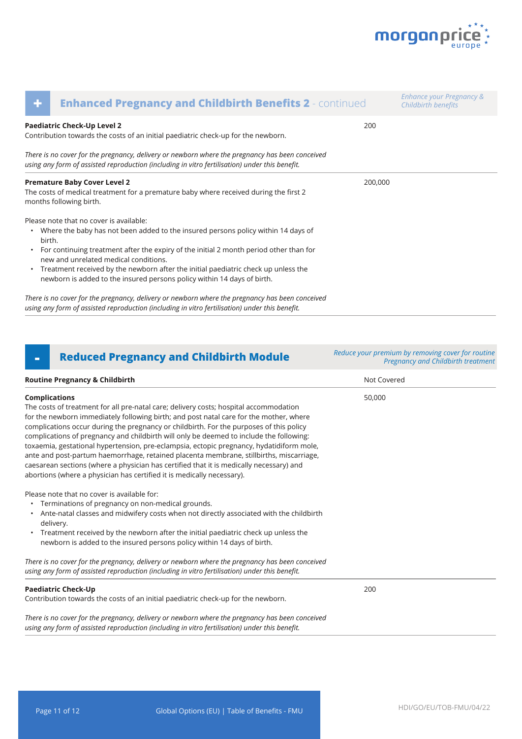## + Enhanced Pregnancy and Childbirth Benefits 2 - continued

*Enhance your Pregnancy & Childbirth benefits*

**Paediatric Check-Up Level 2** — 200

Contribution towards the costs of an initial paediatric check-up for the newborn.

*There is no cover for the pregnancy, delivery or newborn where the pregnancy has been conceived using any form of assisted reproduction (including in vitro fertilisation) under this benefit.*

**Premature Baby Cover Level 2** — 200,000

The costs of medical treatment for a premature baby where received during the first 2 months following birth.

Please note that no cover is available:

- Where the baby has not been added to the insured persons policy within 14 days of birth.
- For continuing treatment after the expiry of the initial 2 month period other than for new and unrelated medical conditions.
- Treatment received by the newborn after the initial paediatric check up unless the newborn is added to the insured persons policy within 14 days of birth.

*There is no cover for the pregnancy, delivery or newborn where the pregnancy has been conceived using any form of assisted reproduction (including in vitro fertilisation) under this benefit.*

## - Reduced Pregnancy and Childbirth Module

*Reduce your premium by removing cover for routine Pregnancy and Childbirth treatment*

**Routine Pregnancy & Childbirth** — Not Covered

**Complications** — 50,000

The costs of treatment for all pre-natal care; delivery costs; hospital accommodation for the newborn immediately following birth; and post natal care for the mother, where complications occur during the pregnancy or childbirth. For the purposes of this policy complications of pregnancy and childbirth will only be deemed to include the following: toxaemia, gestational hypertension, pre-eclampsia, ectopic pregnancy, hydatidiform mole, ante and post-partum haemorrhage, retained placenta membrane, stillbirths, miscarriage, caesarean sections (where a physician has certified that it is medically necessary) and abortions (where a physician has certified it is medically necessary).

Please note that no cover is available for:

- Terminations of pregnancy on non-medical grounds.
- Ante-natal classes and midwifery costs when not directly associated with the childbirth delivery.
- Treatment received by the newborn after the initial paediatric check up unless the newborn is added to the insured persons policy within 14 days of birth.

*There is no cover for the pregnancy, delivery or newborn where the pregnancy has been conceived using any form of assisted reproduction (including in vitro fertilisation) under this benefit.*

**Paediatric Check-Up** — 200

Contribution towards the costs of an initial paediatric check-up for the newborn.

*There is no cover for the pregnancy, delivery or newborn where the pregnancy has been conceived using any form of assisted reproduction (including in vitro fertilisation) under this benefit.*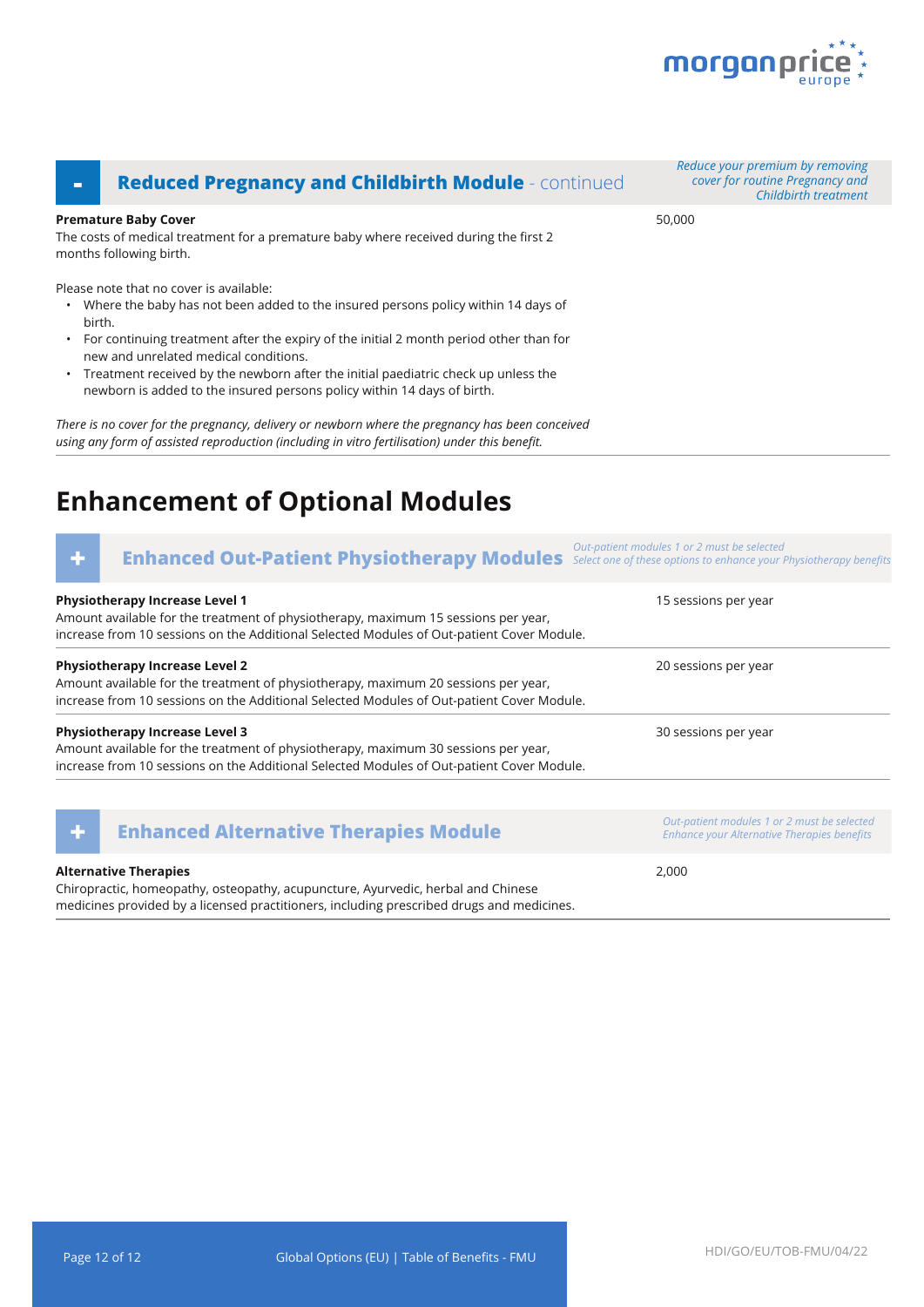## - Reduced Pregnancy and Childbirth Module - continued

*Reduce your premium by removing cover for routine Pregnancy and Childbirth treatment*

| | |
|---|---|
| **Premature Baby Cover**<br>The costs of medical treatment for a premature baby where received during the first 2 months following birth.<br><br>Please note that no cover is available:<br>• Where the baby has not been added to the insured persons policy within 14 days of birth.<br>• For continuing treatment after the expiry of the initial 2 month period other than for new and unrelated medical conditions.<br>• Treatment received by the newborn after the initial paediatric check up unless the newborn is added to the insured persons policy within 14 days of birth.<br><br>*There is no cover for the pregnancy, delivery or newborn where the pregnancy has been conceived using any form of assisted reproduction (including in vitro fertilisation) under this benefit.* | 50,000 |

# Enhancement of Optional Modules

## + Enhanced Out-Patient Physiotherapy Modules

*Out-patient modules 1 or 2 must be selected*
*Select one of these options to enhance your Physiotherapy benefits*

| | |
|---|---|
| **Physiotherapy Increase Level 1**<br>Amount available for the treatment of physiotherapy, maximum 15 sessions per year, increase from 10 sessions on the Additional Selected Modules of Out-patient Cover Module. | 15 sessions per year |
| **Physiotherapy Increase Level 2**<br>Amount available for the treatment of physiotherapy, maximum 20 sessions per year, increase from 10 sessions on the Additional Selected Modules of Out-patient Cover Module. | 20 sessions per year |
| **Physiotherapy Increase Level 3**<br>Amount available for the treatment of physiotherapy, maximum 30 sessions per year, increase from 10 sessions on the Additional Selected Modules of Out-patient Cover Module. | 30 sessions per year |

## + Enhanced Alternative Therapies Module

*Out-patient modules 1 or 2 must be selected*
*Enhance your Alternative Therapies benefits*

| | |
|---|---|
| **Alternative Therapies**<br>Chiropractic, homeopathy, osteopathy, acupuncture, Ayurvedic, herbal and Chinese medicines provided by a licensed practitioners, including prescribed drugs and medicines. | 2,000 |